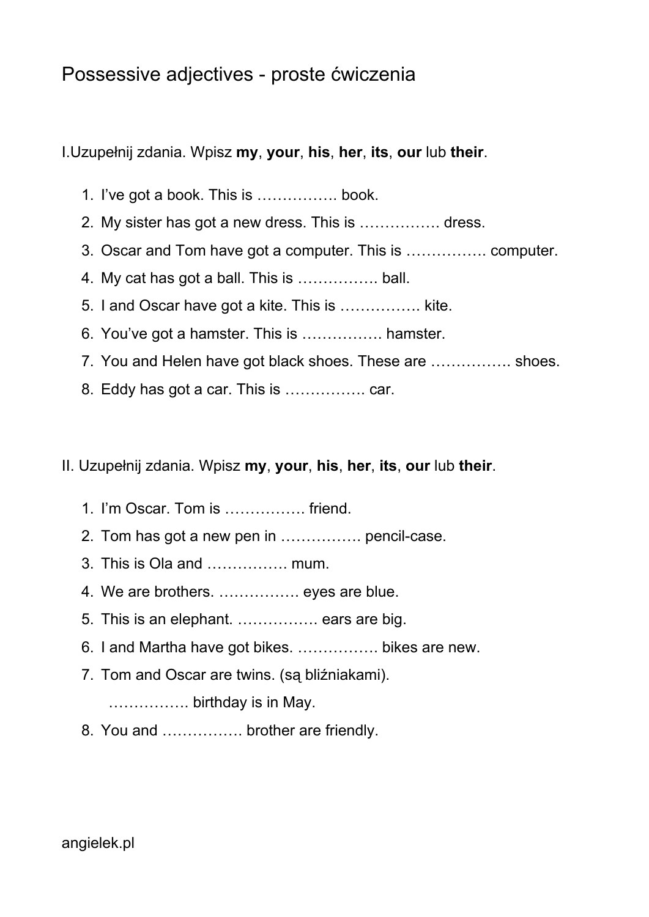# Possessive adjectives - proste ćwiczenia

I.Uzupełnij zdania. Wpisz **my**, **your**, **his**, **her**, **its**, **our** lub **their**.

1. I've got a book. This is ……………. book.
2. My sister has got a new dress. This is ……………. dress.
3. Oscar and Tom have got a computer. This is ……………. computer.
4. My cat has got a ball. This is ……………. ball.
5. I and Oscar have got a kite. This is ……………. kite.
6. You've got a hamster. This is ……………. hamster.
7. You and Helen have got black shoes. These are ……………. shoes.
8. Eddy has got a car. This is ……………. car.

II. Uzupełnij zdania. Wpisz **my**, **your**, **his**, **her**, **its**, **our** lub **their**.

1. I'm Oscar. Tom is ……………. friend.
2. Tom has got a new pen in ……………. pencil-case.
3. This is Ola and ……………. mum.
4. We are brothers. ……………. eyes are blue.
5. This is an elephant. ……………. ears are big.
6. I and Martha have got bikes. ……………. bikes are new.
7. Tom and Oscar are twins. (są bliźniakami).
   ……………. birthday is in May.
8. You and ……………. brother are friendly.

angielek.pl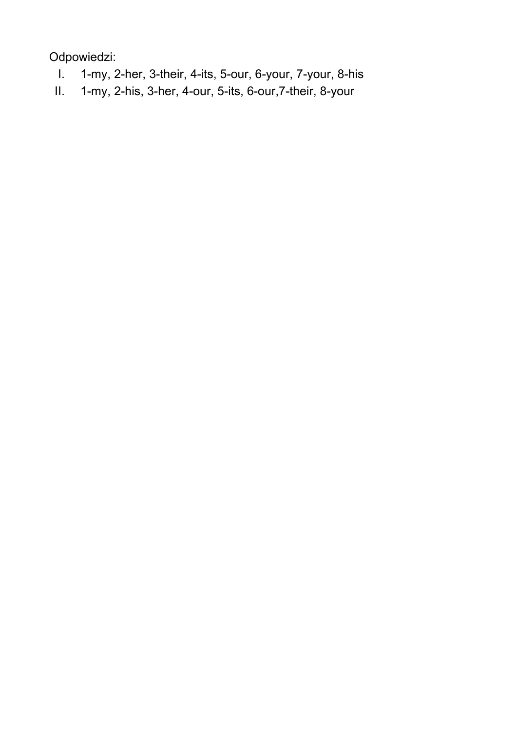Odpowiedzi:

I. 1-my, 2-her, 3-their, 4-its, 5-our, 6-your, 7-your, 8-his
II. 1-my, 2-his, 3-her, 4-our, 5-its, 6-our,7-their, 8-your